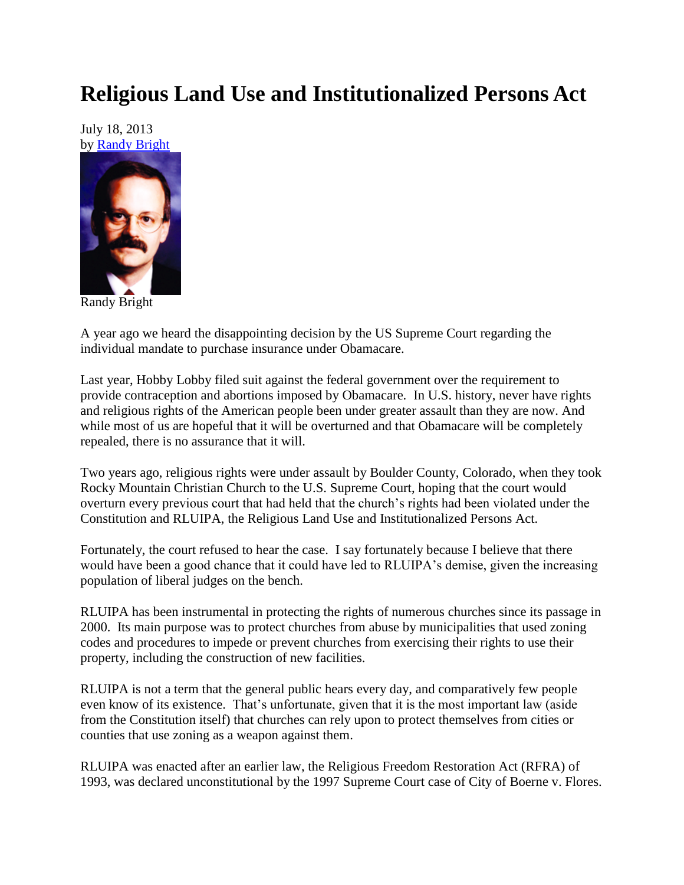# Religious Land Use and Institutionalized Persons Act

July 18, 2013
by Randy Bright

Randy Bright

A year ago we heard the disappointing decision by the US Supreme Court regarding the individual mandate to purchase insurance under Obamacare.

Last year, Hobby Lobby filed suit against the federal government over the requirement to provide contraception and abortions imposed by Obamacare. In U.S. history, never have rights and religious rights of the American people been under greater assault than they are now. And while most of us are hopeful that it will be overturned and that Obamacare will be completely repealed, there is no assurance that it will.

Two years ago, religious rights were under assault by Boulder County, Colorado, when they took Rocky Mountain Christian Church to the U.S. Supreme Court, hoping that the court would overturn every previous court that had held that the church's rights had been violated under the Constitution and RLUIPA, the Religious Land Use and Institutionalized Persons Act.

Fortunately, the court refused to hear the case. I say fortunately because I believe that there would have been a good chance that it could have led to RLUIPA's demise, given the increasing population of liberal judges on the bench.

RLUIPA has been instrumental in protecting the rights of numerous churches since its passage in 2000. Its main purpose was to protect churches from abuse by municipalities that used zoning codes and procedures to impede or prevent churches from exercising their rights to use their property, including the construction of new facilities.

RLUIPA is not a term that the general public hears every day, and comparatively few people even know of its existence. That's unfortunate, given that it is the most important law (aside from the Constitution itself) that churches can rely upon to protect themselves from cities or counties that use zoning as a weapon against them.

RLUIPA was enacted after an earlier law, the Religious Freedom Restoration Act (RFRA) of 1993, was declared unconstitutional by the 1997 Supreme Court case of City of Boerne v. Flores.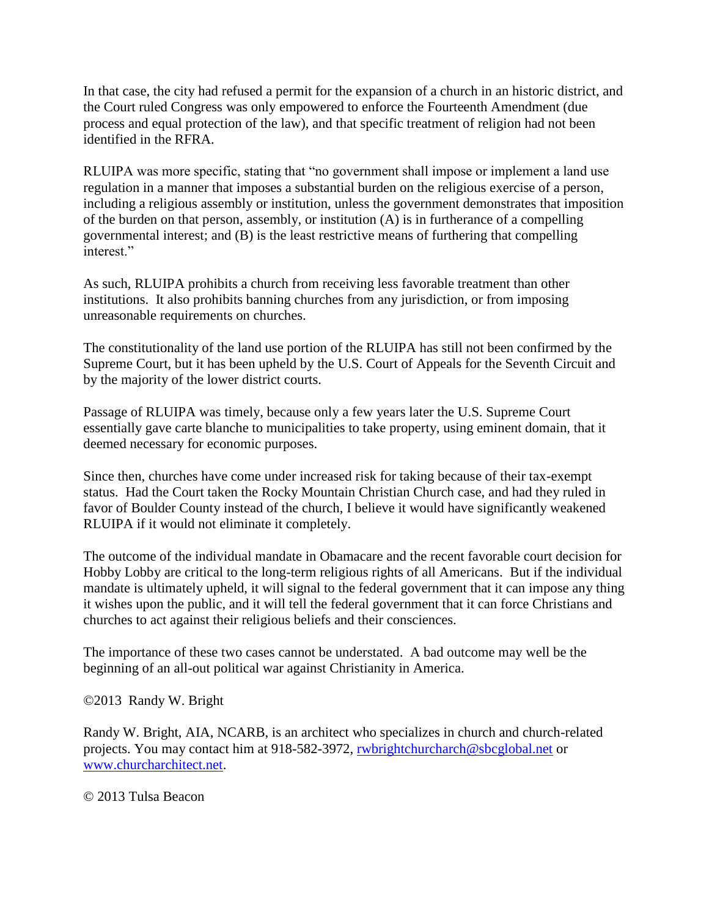In that case, the city had refused a permit for the expansion of a church in an historic district, and the Court ruled Congress was only empowered to enforce the Fourteenth Amendment (due process and equal protection of the law), and that specific treatment of religion had not been identified in the RFRA.

RLUIPA was more specific, stating that "no government shall impose or implement a land use regulation in a manner that imposes a substantial burden on the religious exercise of a person, including a religious assembly or institution, unless the government demonstrates that imposition of the burden on that person, assembly, or institution (A) is in furtherance of a compelling governmental interest; and (B) is the least restrictive means of furthering that compelling interest."

As such, RLUIPA prohibits a church from receiving less favorable treatment than other institutions. It also prohibits banning churches from any jurisdiction, or from imposing unreasonable requirements on churches.

The constitutionality of the land use portion of the RLUIPA has still not been confirmed by the Supreme Court, but it has been upheld by the U.S. Court of Appeals for the Seventh Circuit and by the majority of the lower district courts.

Passage of RLUIPA was timely, because only a few years later the U.S. Supreme Court essentially gave carte blanche to municipalities to take property, using eminent domain, that it deemed necessary for economic purposes.

Since then, churches have come under increased risk for taking because of their tax-exempt status. Had the Court taken the Rocky Mountain Christian Church case, and had they ruled in favor of Boulder County instead of the church, I believe it would have significantly weakened RLUIPA if it would not eliminate it completely.

The outcome of the individual mandate in Obamacare and the recent favorable court decision for Hobby Lobby are critical to the long-term religious rights of all Americans. But if the individual mandate is ultimately upheld, it will signal to the federal government that it can impose any thing it wishes upon the public, and it will tell the federal government that it can force Christians and churches to act against their religious beliefs and their consciences.

The importance of these two cases cannot be understated. A bad outcome may well be the beginning of an all-out political war against Christianity in America.

©2013 Randy W. Bright

Randy W. Bright, AIA, NCARB, is an architect who specializes in church and church-related projects. You may contact him at 918-582-3972, rwbrightchurcharch@sbcglobal.net or www.churcharchitect.net.

© 2013 Tulsa Beacon